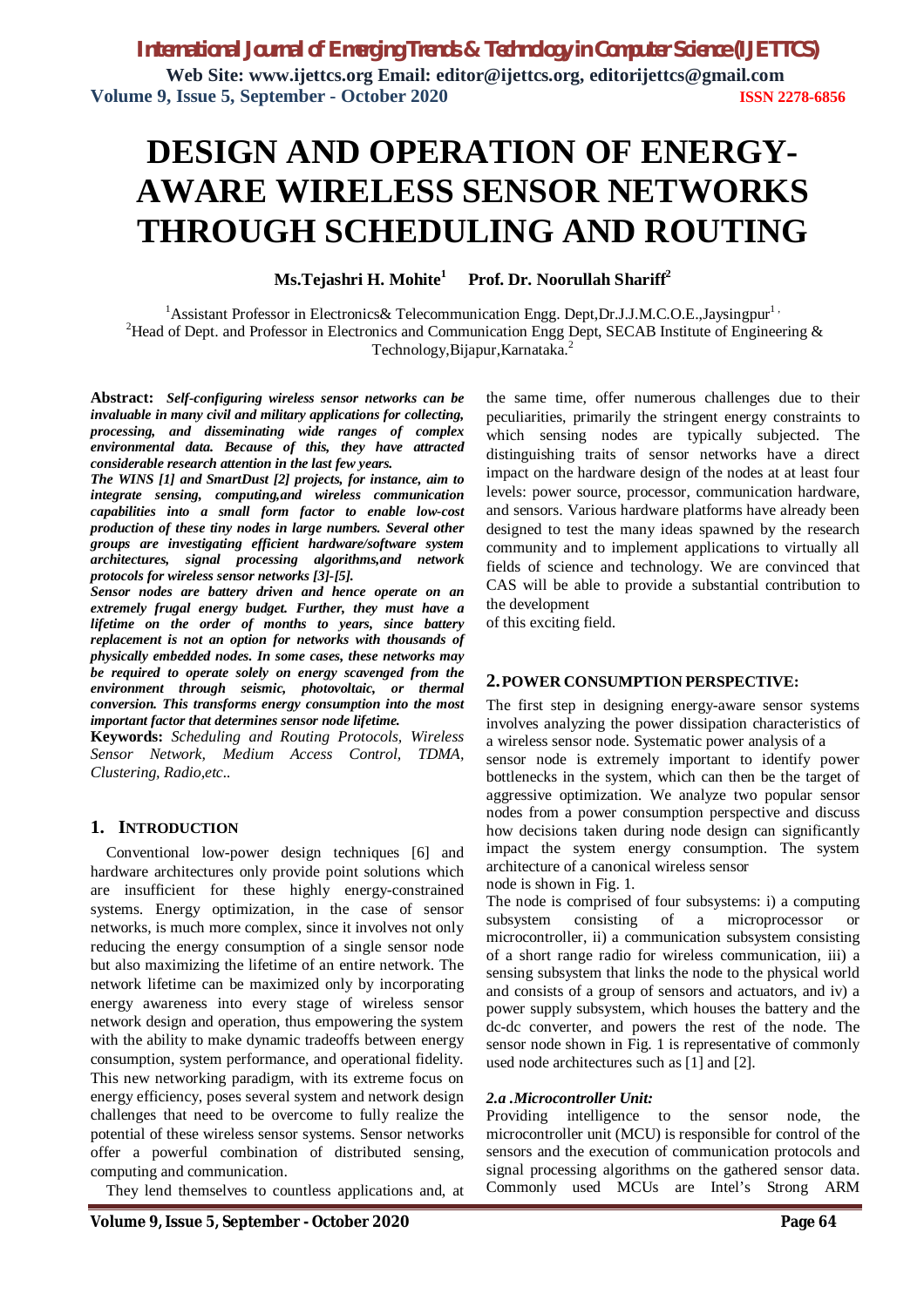# DESIGN AND OPERATION OF ENERGY-AWARE WIRELESS SENSOR NETWORKS THROUGH SCHEDULING AND ROUTING

**Ms.Tejashri H. Mohite[1] Prof. Dr. Noorullah Shariff[2]**

[1]Assistant Professor in Electronics& Telecommunication Engg. Dept,Dr.J.J.M.C.O.E.,Jaysingpur[1]

[2]Head of Dept. and Professor in Electronics and Communication Engg Dept, SECAB Institute of Engineering & Technology,Bijapur,Karnataka.[2]

**Abstract:** ***Self-configuring wireless sensor networks can be invaluable in many civil and military applications for collecting, processing, and disseminating wide ranges of complex environmental data. Because of this, they have attracted considerable research attention in the last few years.***

***The WINS [1] and SmartDust [2] projects, for instance, aim to integrate sensing, computing,and wireless communication capabilities into a small form factor to enable low-cost production of these tiny nodes in large numbers. Several other groups are investigating efficient hardware/software system architectures, signal processing algorithms,and network protocols for wireless sensor networks [3]-[5].***

***Sensor nodes are battery driven and hence operate on an extremely frugal energy budget. Further, they must have a lifetime on the order of months to years, since battery replacement is not an option for networks with thousands of physically embedded nodes. In some cases, these networks may be required to operate solely on energy scavenged from the environment through seismic, photovoltaic, or thermal conversion. This transforms energy consumption into the most important factor that determines sensor node lifetime.***

**Keywords:** *Scheduling and Routing Protocols, Wireless Sensor Network, Medium Access Control, TDMA, Clustering, Radio,etc..*

## 1. INTRODUCTION

Conventional low-power design techniques [6] and hardware architectures only provide point solutions which are insufficient for these highly energy-constrained systems. Energy optimization, in the case of sensor networks, is much more complex, since it involves not only reducing the energy consumption of a single sensor node but also maximizing the lifetime of an entire network. The network lifetime can be maximized only by incorporating energy awareness into every stage of wireless sensor network design and operation, thus empowering the system with the ability to make dynamic tradeoffs between energy consumption, system performance, and operational fidelity. This new networking paradigm, with its extreme focus on energy efficiency, poses several system and network design challenges that need to be overcome to fully realize the potential of these wireless sensor systems. Sensor networks offer a powerful combination of distributed sensing, computing and communication.

They lend themselves to countless applications and, at the same time, offer numerous challenges due to their peculiarities, primarily the stringent energy constraints to which sensing nodes are typically subjected. The distinguishing traits of sensor networks have a direct impact on the hardware design of the nodes at at least four levels: power source, processor, communication hardware, and sensors. Various hardware platforms have already been designed to test the many ideas spawned by the research community and to implement applications to virtually all fields of science and technology. We are convinced that CAS will be able to provide a substantial contribution to the development of this exciting field.

## 2. POWER CONSUMPTION PERSPECTIVE:

The first step in designing energy-aware sensor systems involves analyzing the power dissipation characteristics of a wireless sensor node. Systematic power analysis of a sensor node is extremely important to identify power bottlenecks in the system, which can then be the target of aggressive optimization. We analyze two popular sensor nodes from a power consumption perspective and discuss how decisions taken during node design can significantly impact the system energy consumption. The system architecture of a canonical wireless sensor node is shown in Fig. 1.

The node is comprised of four subsystems: i) a computing subsystem consisting of a microprocessor or microcontroller, ii) a communication subsystem consisting of a short range radio for wireless communication, iii) a sensing subsystem that links the node to the physical world and consists of a group of sensors and actuators, and iv) a power supply subsystem, which houses the battery and the dc-dc converter, and powers the rest of the node. The sensor node shown in Fig. 1 is representative of commonly used node architectures such as [1] and [2].

### *2.a .Microcontroller Unit:*

Providing intelligence to the sensor node, the microcontroller unit (MCU) is responsible for control of the sensors and the execution of communication protocols and signal processing algorithms on the gathered sensor data. Commonly used MCUs are Intel's Strong ARM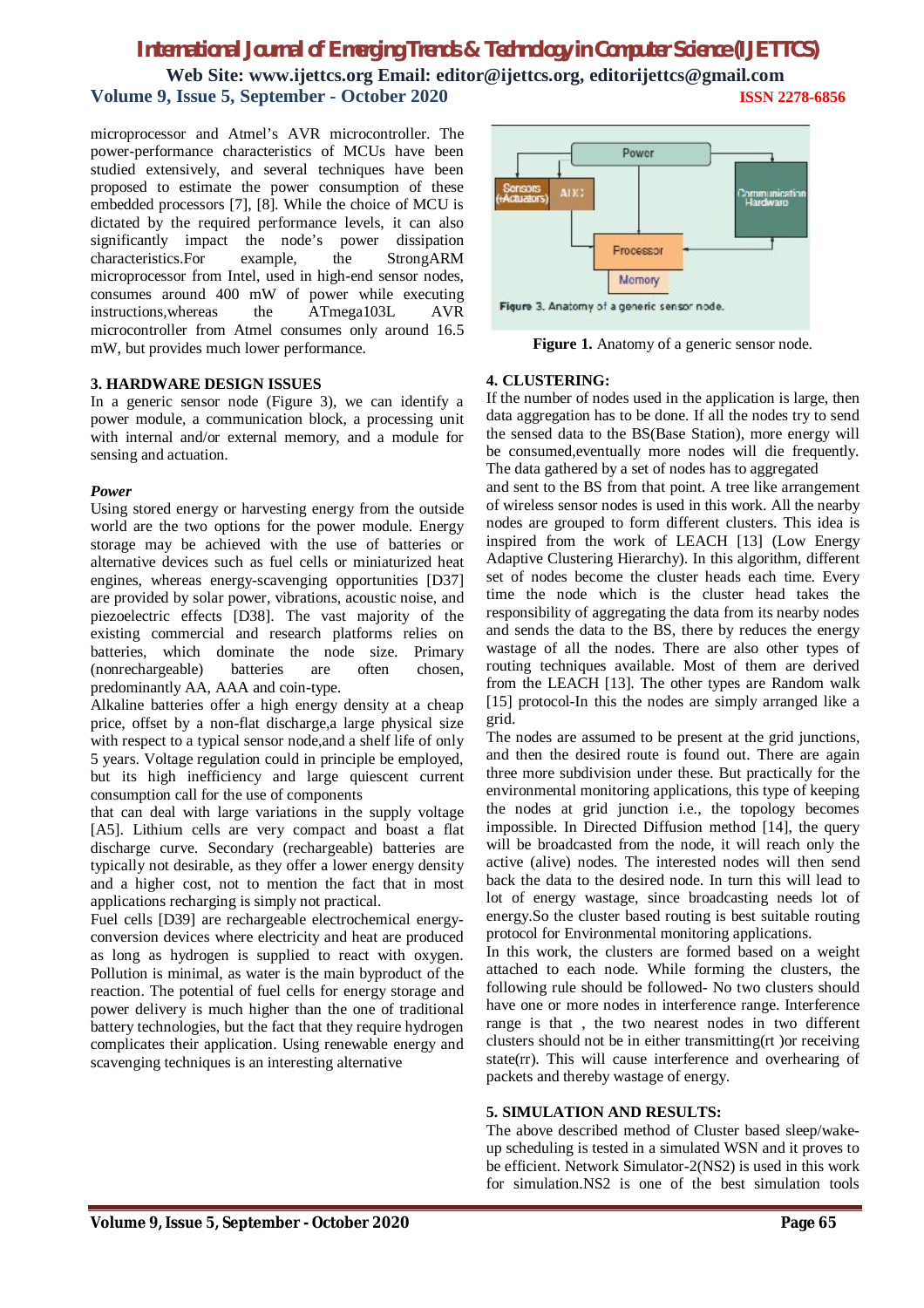microprocessor and Atmel's AVR microcontroller. The power-performance characteristics of MCUs have been studied extensively, and several techniques have been proposed to estimate the power consumption of these embedded processors [7], [8]. While the choice of MCU is dictated by the required performance levels, it can also significantly impact the node's power dissipation characteristics.For example, the StrongARM microprocessor from Intel, used in high-end sensor nodes, consumes around 400 mW of power while executing instructions,whereas the ATmega103L AVR microcontroller from Atmel consumes only around 16.5 mW, but provides much lower performance.

## 3. HARDWARE DESIGN ISSUES

In a generic sensor node (Figure 3), we can identify a power module, a communication block, a processing unit with internal and/or external memory, and a module for sensing and actuation.

### *Power*

Using stored energy or harvesting energy from the outside world are the two options for the power module. Energy storage may be achieved with the use of batteries or alternative devices such as fuel cells or miniaturized heat engines, whereas energy-scavenging opportunities [D37] are provided by solar power, vibrations, acoustic noise, and piezoelectric effects [D38]. The vast majority of the existing commercial and research platforms relies on batteries, which dominate the node size. Primary (nonrechargeable) batteries are often chosen, predominantly AA, AAA and coin-type.

Alkaline batteries offer a high energy density at a cheap price, offset by a non-flat discharge,a large physical size with respect to a typical sensor node,and a shelf life of only 5 years. Voltage regulation could in principle be employed, but its high inefficiency and large quiescent current consumption call for the use of components that can deal with large variations in the supply voltage [A5]. Lithium cells are very compact and boast a flat discharge curve. Secondary (rechargeable) batteries are typically not desirable, as they offer a lower energy density and a higher cost, not to mention the fact that in most applications recharging is simply not practical.

Fuel cells [D39] are rechargeable electrochemical energy-conversion devices where electricity and heat are produced as long as hydrogen is supplied to react with oxygen. Pollution is minimal, as water is the main byproduct of the reaction. The potential of fuel cells for energy storage and power delivery is much higher than the one of traditional battery technologies, but the fact that they require hydrogen complicates their application. Using renewable energy and scavenging techniques is an interesting alternative

**Figure 1.** Anatomy of a generic sensor node.

## 4. CLUSTERING:

If the number of nodes used in the application is large, then data aggregation has to be done. If all the nodes try to send the sensed data to the BS(Base Station), more energy will be consumed,eventually more nodes will die frequently. The data gathered by a set of nodes has to aggregated and sent to the BS from that point. A tree like arrangement of wireless sensor nodes is used in this work. All the nearby nodes are grouped to form different clusters. This idea is inspired from the work of LEACH [13] (Low Energy Adaptive Clustering Hierarchy). In this algorithm, different set of nodes become the cluster heads each time. Every time the node which is the cluster head takes the responsibility of aggregating the data from its nearby nodes and sends the data to the BS, there by reduces the energy wastage of all the nodes. There are also other types of routing techniques available. Most of them are derived from the LEACH [13]. The other types are Random walk [15] protocol-In this the nodes are simply arranged like a grid.

The nodes are assumed to be present at the grid junctions, and then the desired route is found out. There are again three more subdivision under these. But practically for the environmental monitoring applications, this type of keeping the nodes at grid junction i.e., the topology becomes impossible. In Directed Diffusion method [14], the query will be broadcasted from the node, it will reach only the active (alive) nodes. The interested nodes will then send back the data to the desired node. In turn this will lead to lot of energy wastage, since broadcasting needs lot of energy.So the cluster based routing is best suitable routing protocol for Environmental monitoring applications.

In this work, the clusters are formed based on a weight attached to each node. While forming the clusters, the following rule should be followed- No two clusters should have one or more nodes in interference range. Interference range is that , the two nearest nodes in two different clusters should not be in either transmitting(rt )or receiving state(rr). This will cause interference and overhearing of packets and thereby wastage of energy.

## 5. SIMULATION AND RESULTS:

The above described method of Cluster based sleep/wake-up scheduling is tested in a simulated WSN and it proves to be efficient. Network Simulator-2(NS2) is used in this work for simulation.NS2 is one of the best simulation tools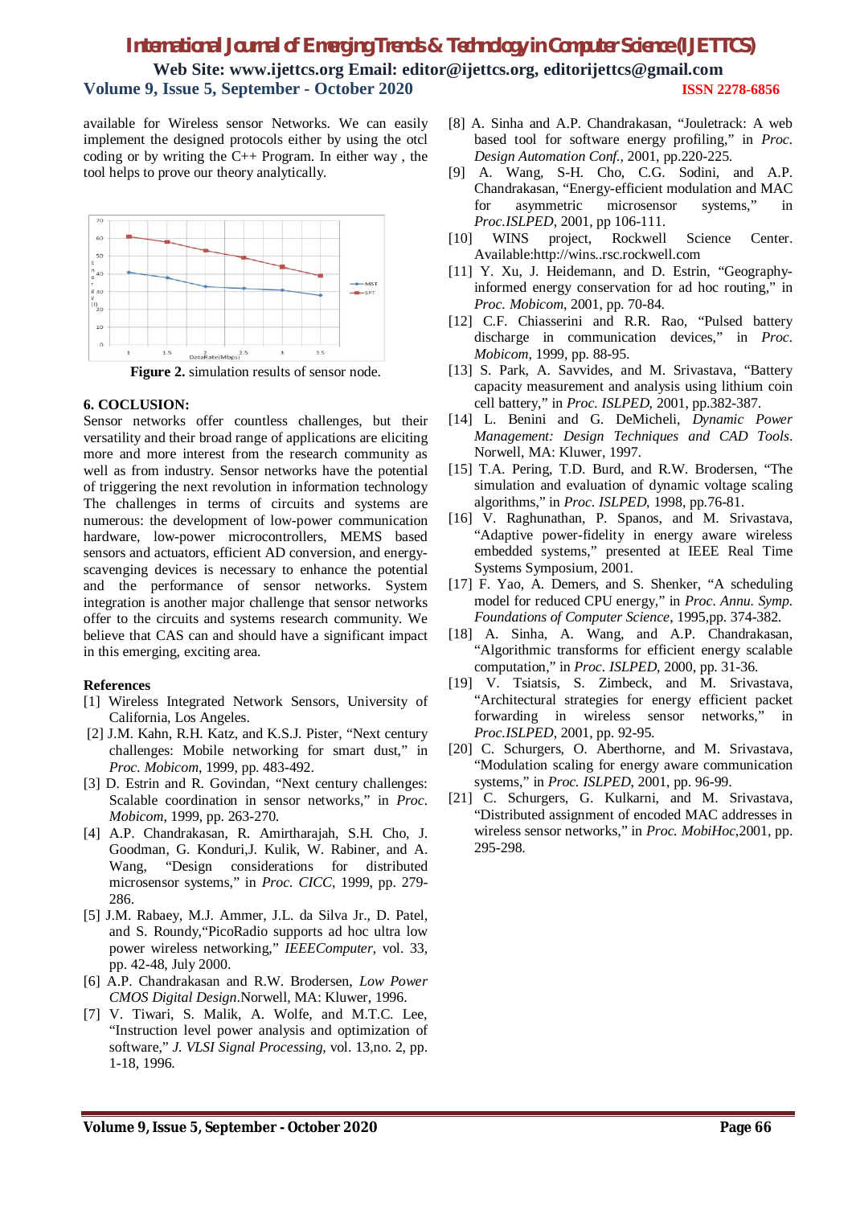available for Wireless sensor Networks. We can easily implement the designed protocols either by using the otcl coding or by writing the C++ Program. In either way , the tool helps to prove our theory analytically.

70
60
50
40
30
20
10
0
1
1.5
2
2.5
3
3.5
DataRate(Mbps)
MST
SPT

**Figure 2.** simulation results of sensor node.

## 6. COCLUSION:

Sensor networks offer countless challenges, but their versatility and their broad range of applications are eliciting more and more interest from the research community as well as from industry. Sensor networks have the potential of triggering the next revolution in information technology The challenges in terms of circuits and systems are numerous: the development of low-power communication hardware, low-power microcontrollers, MEMS based sensors and actuators, efficient AD conversion, and energy-scavenging devices is necessary to enhance the potential and the performance of sensor networks. System integration is another major challenge that sensor networks offer to the circuits and systems research community. We believe that CAS can and should have a significant impact in this emerging, exciting area.

## References

[1] Wireless Integrated Network Sensors, University of California, Los Angeles.

[2] J.M. Kahn, R.H. Katz, and K.S.J. Pister, "Next century challenges: Mobile networking for smart dust," in *Proc. Mobicom*, 1999, pp. 483-492.

[3] D. Estrin and R. Govindan, "Next century challenges: Scalable coordination in sensor networks," in *Proc. Mobicom*, 1999, pp. 263-270.

[4] A.P. Chandrakasan, R. Amirtharajah, S.H. Cho, J. Goodman, G. Konduri,J. Kulik, W. Rabiner, and A. Wang, "Design considerations for distributed microsensor systems," in *Proc. CICC*, 1999, pp. 279-286.

[5] J.M. Rabaey, M.J. Ammer, J.L. da Silva Jr., D. Patel, and S. Roundy,"PicoRadio supports ad hoc ultra low power wireless networking," *IEEEComputer*, vol. 33, pp. 42-48, July 2000.

[6] A.P. Chandrakasan and R.W. Brodersen, *Low Power CMOS Digital Design*.Norwell, MA: Kluwer, 1996.

[7] V. Tiwari, S. Malik, A. Wolfe, and M.T.C. Lee, "Instruction level power analysis and optimization of software," *J. VLSI Signal Processing*, vol. 13,no. 2, pp. 1-18, 1996.

[8] A. Sinha and A.P. Chandrakasan, "Jouletrack: A web based tool for software energy profiling," in *Proc. Design Automation Conf.*, 2001, pp.220-225.

[9] A. Wang, S-H. Cho, C.G. Sodini, and A.P. Chandrakasan, "Energy-efficient modulation and MAC for asymmetric microsensor systems," in *Proc.ISLPED*, 2001, pp 106-111.

[10] WINS project, Rockwell Science Center. Available:http://wins..rsc.rockwell.com

[11] Y. Xu, J. Heidemann, and D. Estrin, "Geography-informed energy conservation for ad hoc routing," in *Proc. Mobicom*, 2001, pp. 70-84.

[12] C.F. Chiasserini and R.R. Rao, "Pulsed battery discharge in communication devices," in *Proc. Mobicom*, 1999, pp. 88-95.

[13] S. Park, A. Savvides, and M. Srivastava, "Battery capacity measurement and analysis using lithium coin cell battery," in *Proc. ISLPED*, 2001, pp.382-387.

[14] L. Benini and G. DeMicheli, *Dynamic Power Management: Design Techniques and CAD Tools*. Norwell, MA: Kluwer, 1997.

[15] T.A. Pering, T.D. Burd, and R.W. Brodersen, "The simulation and evaluation of dynamic voltage scaling algorithms," in *Proc. ISLPED*, 1998, pp.76-81.

[16] V. Raghunathan, P. Spanos, and M. Srivastava, "Adaptive power-fidelity in energy aware wireless embedded systems," presented at IEEE Real Time Systems Symposium, 2001.

[17] F. Yao, A. Demers, and S. Shenker, "A scheduling model for reduced CPU energy," in *Proc. Annu. Symp. Foundations of Computer Science*, 1995,pp. 374-382.

[18] A. Sinha, A. Wang, and A.P. Chandrakasan, "Algorithmic transforms for efficient energy scalable computation," in *Proc. ISLPED*, 2000, pp. 31-36.

[19] V. Tsiatsis, S. Zimbeck, and M. Srivastava, "Architectural strategies for energy efficient packet forwarding in wireless sensor networks," in *Proc.ISLPED*, 2001, pp. 92-95.

[20] C. Schurgers, O. Aberthorne, and M. Srivastava, "Modulation scaling for energy aware communication systems," in *Proc. ISLPED*, 2001, pp. 96-99.

[21] C. Schurgers, G. Kulkarni, and M. Srivastava, "Distributed assignment of encoded MAC addresses in wireless sensor networks," in *Proc. MobiHoc*,2001, pp. 295-298.